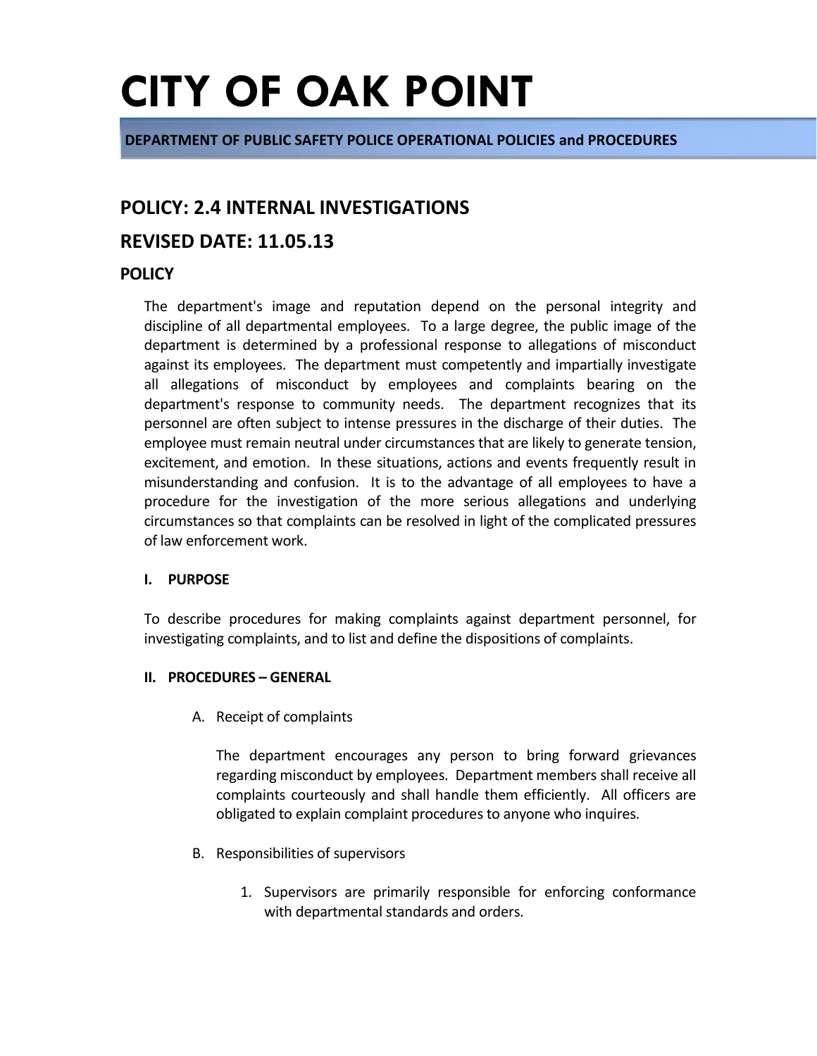# CITY OF OAK POINT

**DEPARTMENT OF PUBLIC SAFETY POLICE OPERATIONAL POLICIES and PROCEDURES**

## POLICY: 2.4 INTERNAL INVESTIGATIONS

## REVISED DATE: 11.05.13

### POLICY

The department's image and reputation depend on the personal integrity and discipline of all departmental employees. To a large degree, the public image of the department is determined by a professional response to allegations of misconduct against its employees. The department must competently and impartially investigate all allegations of misconduct by employees and complaints bearing on the department's response to community needs. The department recognizes that its personnel are often subject to intense pressures in the discharge of their duties. The employee must remain neutral under circumstances that are likely to generate tension, excitement, and emotion. In these situations, actions and events frequently result in misunderstanding and confusion. It is to the advantage of all employees to have a procedure for the investigation of the more serious allegations and underlying circumstances so that complaints can be resolved in light of the complicated pressures of law enforcement work.

**I. PURPOSE**

To describe procedures for making complaints against department personnel, for investigating complaints, and to list and define the dispositions of complaints.

**II. PROCEDURES – GENERAL**

A. Receipt of complaints

The department encourages any person to bring forward grievances regarding misconduct by employees. Department members shall receive all complaints courteously and shall handle them efficiently. All officers are obligated to explain complaint procedures to anyone who inquires.

B. Responsibilities of supervisors

1. Supervisors are primarily responsible for enforcing conformance with departmental standards and orders.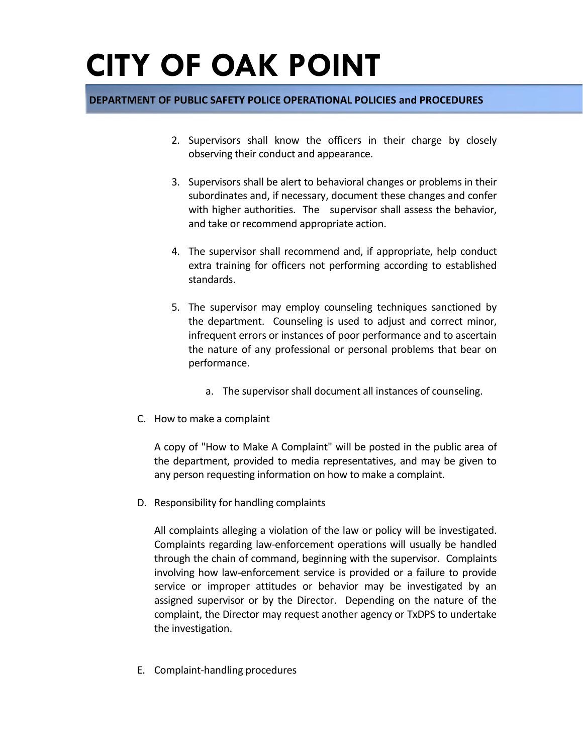2. Supervisors shall know the officers in their charge by closely observing their conduct and appearance.

3. Supervisors shall be alert to behavioral changes or problems in their subordinates and, if necessary, document these changes and confer with higher authorities. The supervisor shall assess the behavior, and take or recommend appropriate action.

4. The supervisor shall recommend and, if appropriate, help conduct extra training for officers not performing according to established standards.

5. The supervisor may employ counseling techniques sanctioned by the department. Counseling is used to adjust and correct minor, infrequent errors or instances of poor performance and to ascertain the nature of any professional or personal problems that bear on performance.

   a. The supervisor shall document all instances of counseling.

C. How to make a complaint

A copy of "How to Make A Complaint" will be posted in the public area of the department, provided to media representatives, and may be given to any person requesting information on how to make a complaint.

D. Responsibility for handling complaints

All complaints alleging a violation of the law or policy will be investigated. Complaints regarding law-enforcement operations will usually be handled through the chain of command, beginning with the supervisor. Complaints involving how law-enforcement service is provided or a failure to provide service or improper attitudes or behavior may be investigated by an assigned supervisor or by the Director. Depending on the nature of the complaint, the Director may request another agency or TxDPS to undertake the investigation.

E. Complaint-handling procedures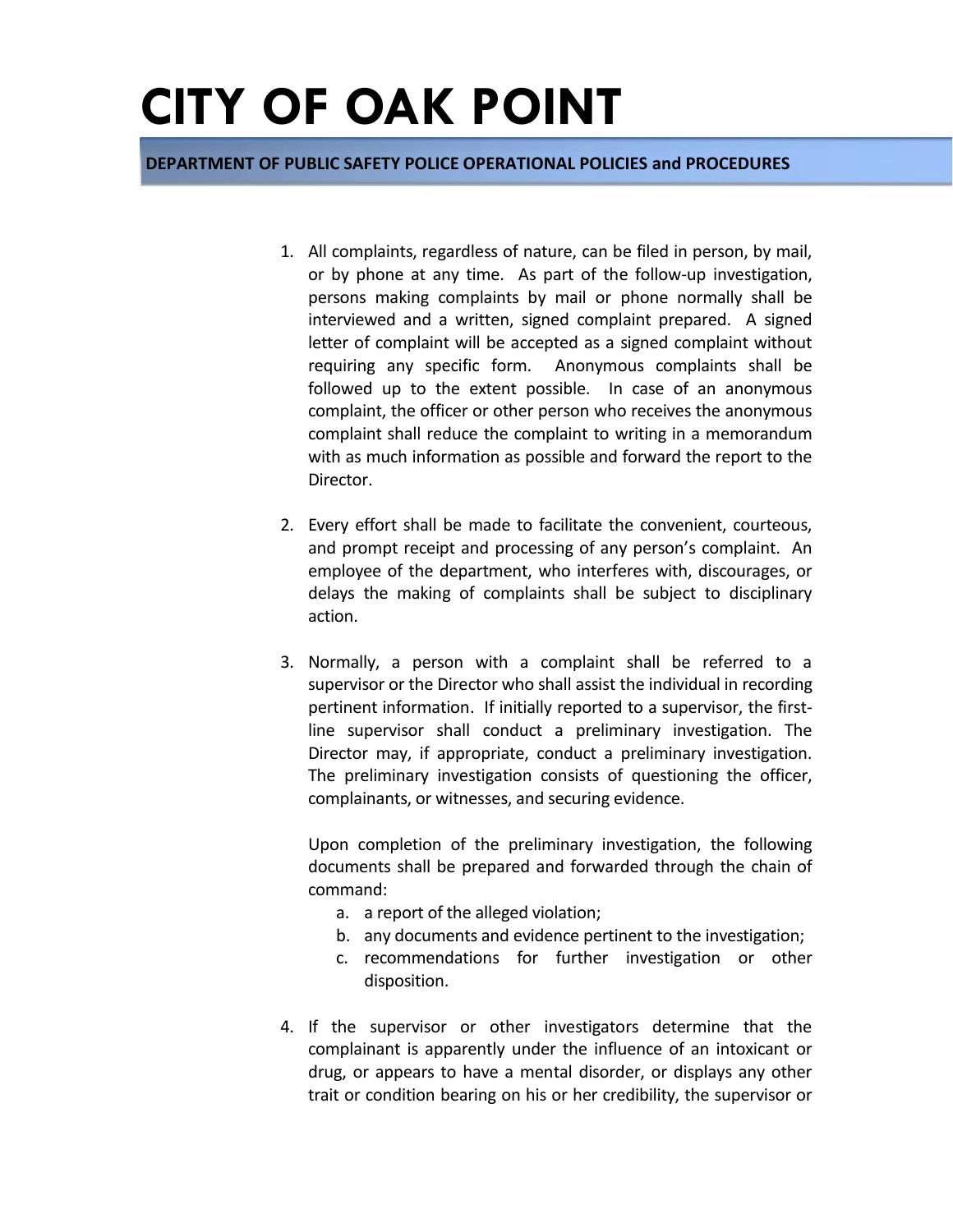1. All complaints, regardless of nature, can be filed in person, by mail, or by phone at any time. As part of the follow-up investigation, persons making complaints by mail or phone normally shall be interviewed and a written, signed complaint prepared. A signed letter of complaint will be accepted as a signed complaint without requiring any specific form. Anonymous complaints shall be followed up to the extent possible. In case of an anonymous complaint, the officer or other person who receives the anonymous complaint shall reduce the complaint to writing in a memorandum with as much information as possible and forward the report to the Director.

2. Every effort shall be made to facilitate the convenient, courteous, and prompt receipt and processing of any person's complaint. An employee of the department, who interferes with, discourages, or delays the making of complaints shall be subject to disciplinary action.

3. Normally, a person with a complaint shall be referred to a supervisor or the Director who shall assist the individual in recording pertinent information. If initially reported to a supervisor, the first-line supervisor shall conduct a preliminary investigation. The Director may, if appropriate, conduct a preliminary investigation. The preliminary investigation consists of questioning the officer, complainants, or witnesses, and securing evidence.

   Upon completion of the preliminary investigation, the following documents shall be prepared and forwarded through the chain of command:

   a. a report of the alleged violation;
   b. any documents and evidence pertinent to the investigation;
   c. recommendations for further investigation or other disposition.

4. If the supervisor or other investigators determine that the complainant is apparently under the influence of an intoxicant or drug, or appears to have a mental disorder, or displays any other trait or condition bearing on his or her credibility, the supervisor or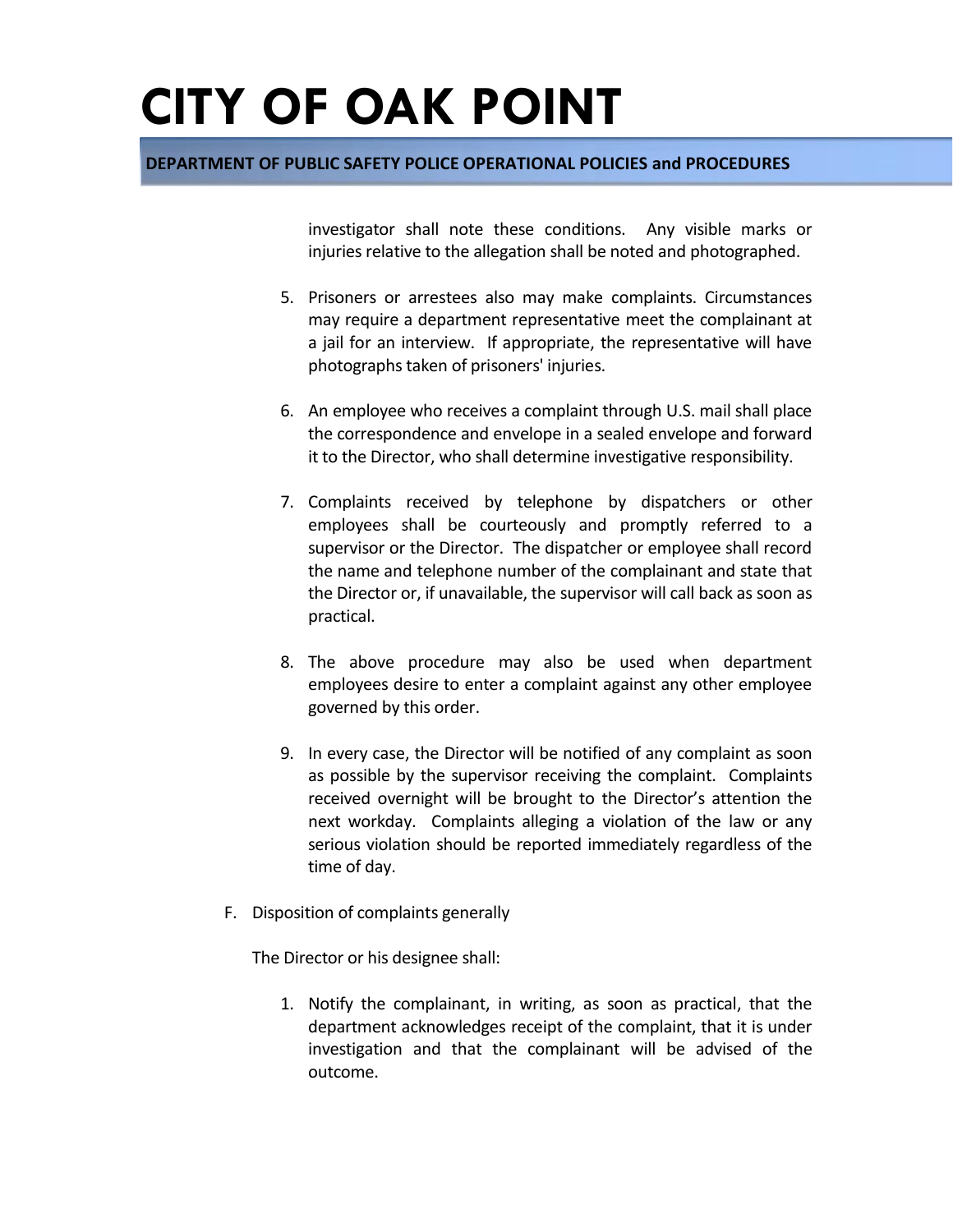investigator shall note these conditions. Any visible marks or injuries relative to the allegation shall be noted and photographed.

5. Prisoners or arrestees also may make complaints. Circumstances may require a department representative meet the complainant at a jail for an interview. If appropriate, the representative will have photographs taken of prisoners' injuries.

6. An employee who receives a complaint through U.S. mail shall place the correspondence and envelope in a sealed envelope and forward it to the Director, who shall determine investigative responsibility.

7. Complaints received by telephone by dispatchers or other employees shall be courteously and promptly referred to a supervisor or the Director. The dispatcher or employee shall record the name and telephone number of the complainant and state that the Director or, if unavailable, the supervisor will call back as soon as practical.

8. The above procedure may also be used when department employees desire to enter a complaint against any other employee governed by this order.

9. In every case, the Director will be notified of any complaint as soon as possible by the supervisor receiving the complaint. Complaints received overnight will be brought to the Director's attention the next workday. Complaints alleging a violation of the law or any serious violation should be reported immediately regardless of the time of day.

F. Disposition of complaints generally

The Director or his designee shall:

1. Notify the complainant, in writing, as soon as practical, that the department acknowledges receipt of the complaint, that it is under investigation and that the complainant will be advised of the outcome.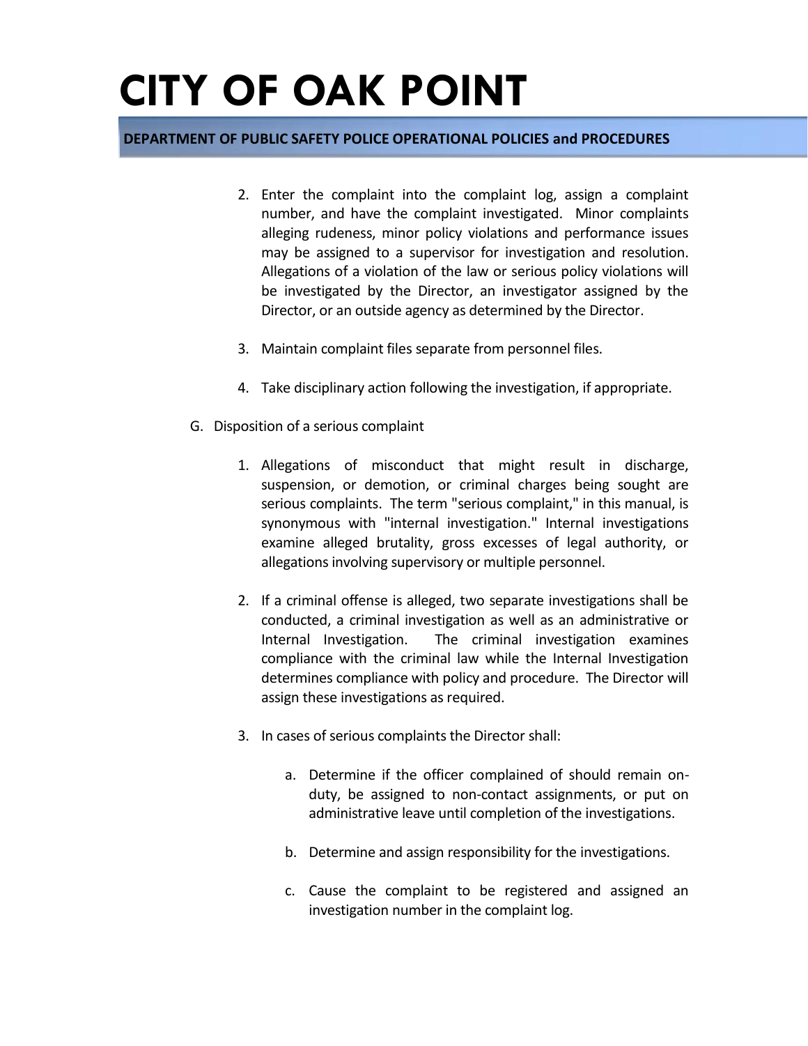2. Enter the complaint into the complaint log, assign a complaint number, and have the complaint investigated. Minor complaints alleging rudeness, minor policy violations and performance issues may be assigned to a supervisor for investigation and resolution. Allegations of a violation of the law or serious policy violations will be investigated by the Director, an investigator assigned by the Director, or an outside agency as determined by the Director.

3. Maintain complaint files separate from personnel files.

4. Take disciplinary action following the investigation, if appropriate.

G. Disposition of a serious complaint

1. Allegations of misconduct that might result in discharge, suspension, or demotion, or criminal charges being sought are serious complaints. The term "serious complaint," in this manual, is synonymous with "internal investigation." Internal investigations examine alleged brutality, gross excesses of legal authority, or allegations involving supervisory or multiple personnel.

2. If a criminal offense is alleged, two separate investigations shall be conducted, a criminal investigation as well as an administrative or Internal Investigation. The criminal investigation examines compliance with the criminal law while the Internal Investigation determines compliance with policy and procedure. The Director will assign these investigations as required.

3. In cases of serious complaints the Director shall:

   a. Determine if the officer complained of should remain on-duty, be assigned to non-contact assignments, or put on administrative leave until completion of the investigations.

   b. Determine and assign responsibility for the investigations.

   c. Cause the complaint to be registered and assigned an investigation number in the complaint log.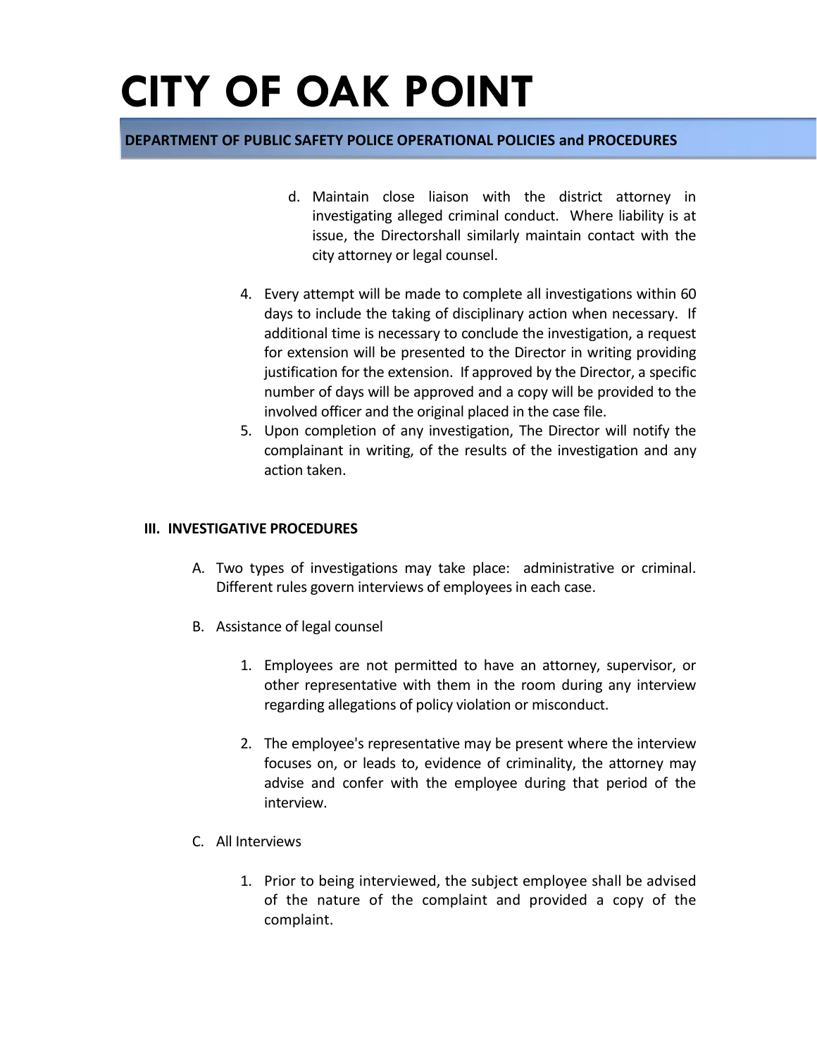d. Maintain close liaison with the district attorney in investigating alleged criminal conduct. Where liability is at issue, the Directorshall similarly maintain contact with the city attorney or legal counsel.

4. Every attempt will be made to complete all investigations within 60 days to include the taking of disciplinary action when necessary. If additional time is necessary to conclude the investigation, a request for extension will be presented to the Director in writing providing justification for the extension. If approved by the Director, a specific number of days will be approved and a copy will be provided to the involved officer and the original placed in the case file.
5. Upon completion of any investigation, The Director will notify the complainant in writing, of the results of the investigation and any action taken.

## III. INVESTIGATIVE PROCEDURES

A. Two types of investigations may take place: administrative or criminal. Different rules govern interviews of employees in each case.

B. Assistance of legal counsel

1. Employees are not permitted to have an attorney, supervisor, or other representative with them in the room during any interview regarding allegations of policy violation or misconduct.

2. The employee's representative may be present where the interview focuses on, or leads to, evidence of criminality, the attorney may advise and confer with the employee during that period of the interview.

C. All Interviews

1. Prior to being interviewed, the subject employee shall be advised of the nature of the complaint and provided a copy of the complaint.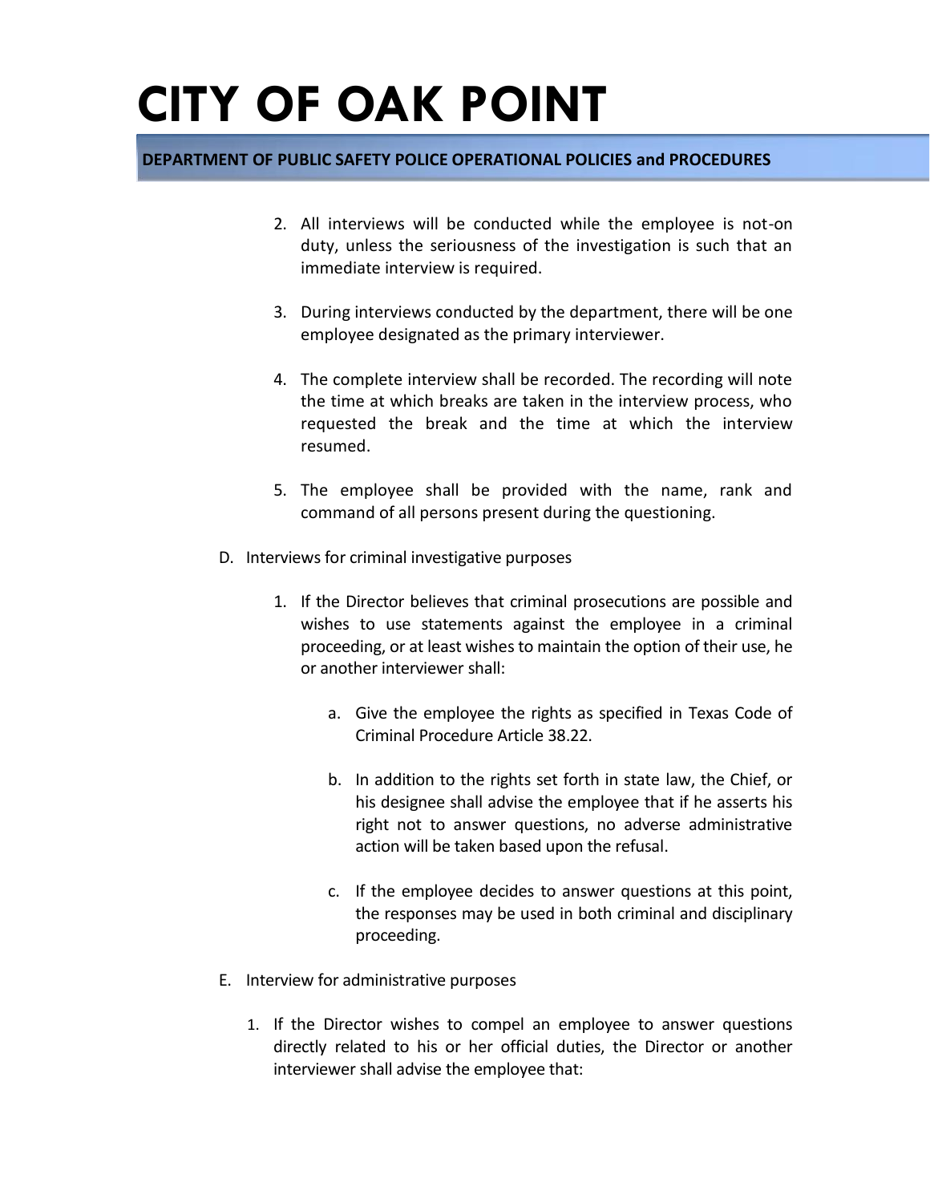2. All interviews will be conducted while the employee is not-on duty, unless the seriousness of the investigation is such that an immediate interview is required.

3. During interviews conducted by the department, there will be one employee designated as the primary interviewer.

4. The complete interview shall be recorded. The recording will note the time at which breaks are taken in the interview process, who requested the break and the time at which the interview resumed.

5. The employee shall be provided with the name, rank and command of all persons present during the questioning.

D. Interviews for criminal investigative purposes

   1. If the Director believes that criminal prosecutions are possible and wishes to use statements against the employee in a criminal proceeding, or at least wishes to maintain the option of their use, he or another interviewer shall:

      a. Give the employee the rights as specified in Texas Code of Criminal Procedure Article 38.22.

      b. In addition to the rights set forth in state law, the Chief, or his designee shall advise the employee that if he asserts his right not to answer questions, no adverse administrative action will be taken based upon the refusal.

      c. If the employee decides to answer questions at this point, the responses may be used in both criminal and disciplinary proceeding.

E. Interview for administrative purposes

   1. If the Director wishes to compel an employee to answer questions directly related to his or her official duties, the Director or another interviewer shall advise the employee that: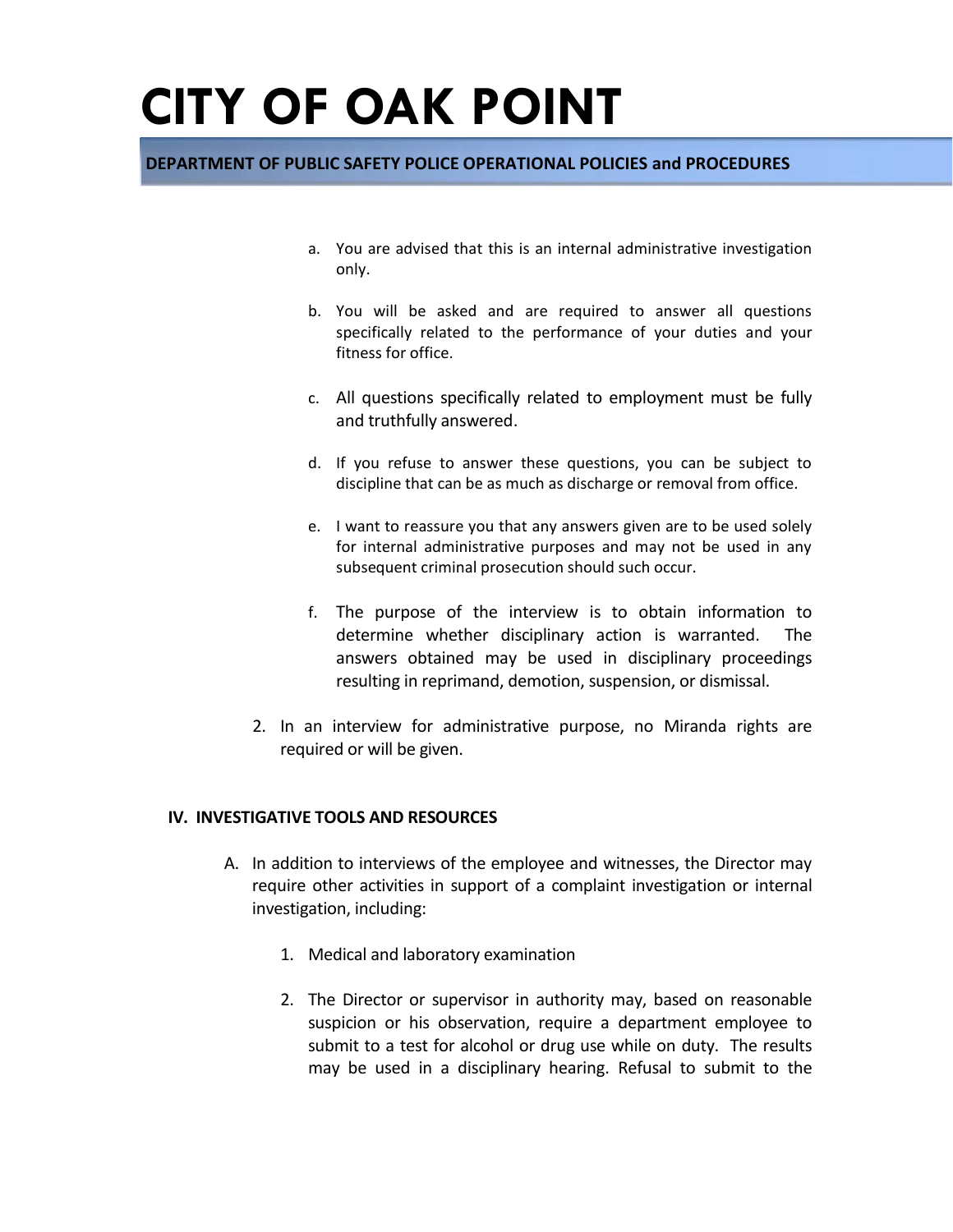a. You are advised that this is an internal administrative investigation only.

b. You will be asked and are required to answer all questions specifically related to the performance of your duties and your fitness for office.

c. All questions specifically related to employment must be fully and truthfully answered.

d. If you refuse to answer these questions, you can be subject to discipline that can be as much as discharge or removal from office.

e. I want to reassure you that any answers given are to be used solely for internal administrative purposes and may not be used in any subsequent criminal prosecution should such occur.

f. The purpose of the interview is to obtain information to determine whether disciplinary action is warranted. The answers obtained may be used in disciplinary proceedings resulting in reprimand, demotion, suspension, or dismissal.

2. In an interview for administrative purpose, no Miranda rights are required or will be given.

## IV. INVESTIGATIVE TOOLS AND RESOURCES

A. In addition to interviews of the employee and witnesses, the Director may require other activities in support of a complaint investigation or internal investigation, including:

1. Medical and laboratory examination

2. The Director or supervisor in authority may, based on reasonable suspicion or his observation, require a department employee to submit to a test for alcohol or drug use while on duty. The results may be used in a disciplinary hearing. Refusal to submit to the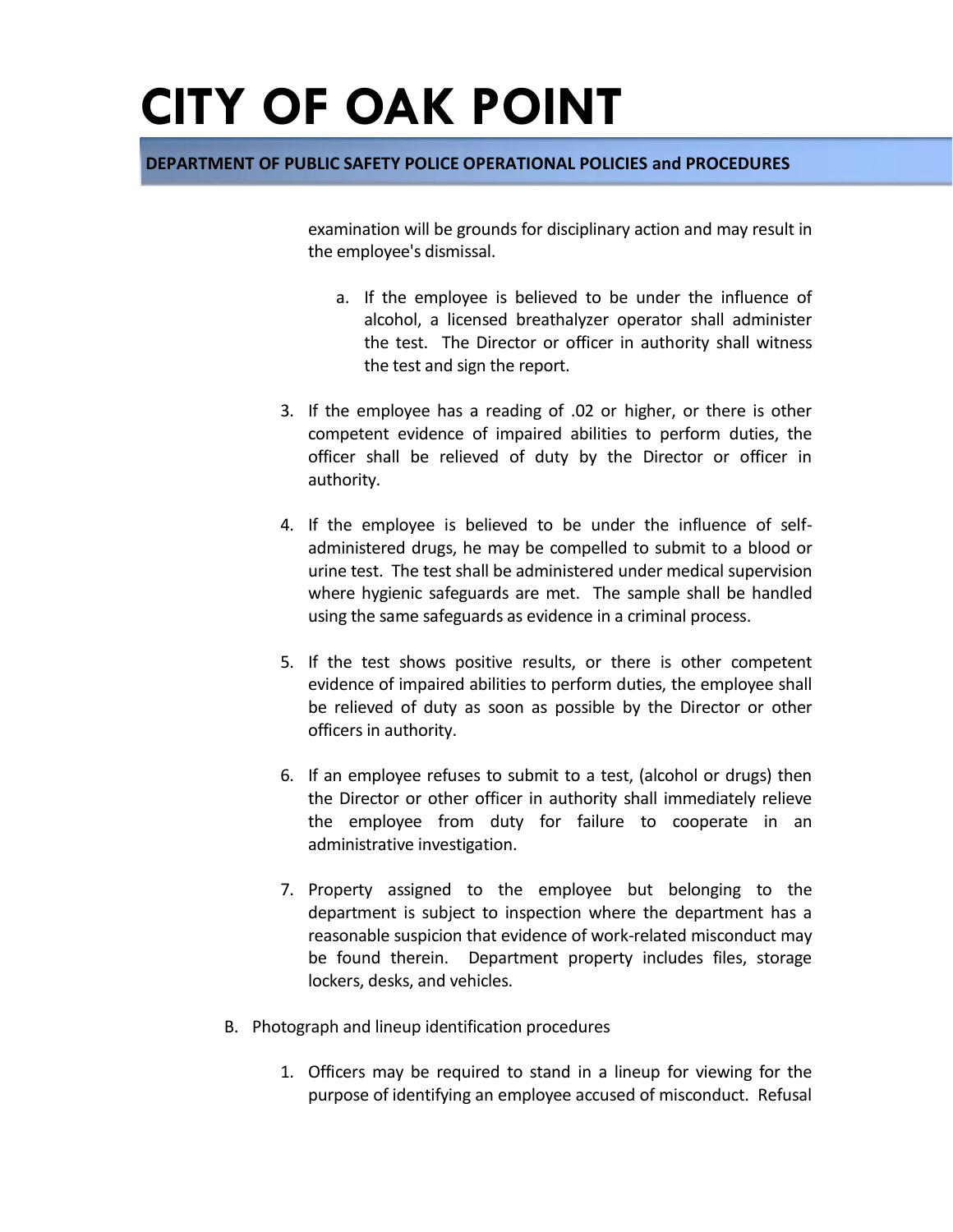examination will be grounds for disciplinary action and may result in the employee's dismissal.

   a. If the employee is believed to be under the influence of alcohol, a licensed breathalyzer operator shall administer the test. The Director or officer in authority shall witness the test and sign the report.

3. If the employee has a reading of .02 or higher, or there is other competent evidence of impaired abilities to perform duties, the officer shall be relieved of duty by the Director or officer in authority.

4. If the employee is believed to be under the influence of self-administered drugs, he may be compelled to submit to a blood or urine test. The test shall be administered under medical supervision where hygienic safeguards are met. The sample shall be handled using the same safeguards as evidence in a criminal process.

5. If the test shows positive results, or there is other competent evidence of impaired abilities to perform duties, the employee shall be relieved of duty as soon as possible by the Director or other officers in authority.

6. If an employee refuses to submit to a test, (alcohol or drugs) then the Director or other officer in authority shall immediately relieve the employee from duty for failure to cooperate in an administrative investigation.

7. Property assigned to the employee but belonging to the department is subject to inspection where the department has a reasonable suspicion that evidence of work-related misconduct may be found therein. Department property includes files, storage lockers, desks, and vehicles.

B. Photograph and lineup identification procedures

   1. Officers may be required to stand in a lineup for viewing for the purpose of identifying an employee accused of misconduct. Refusal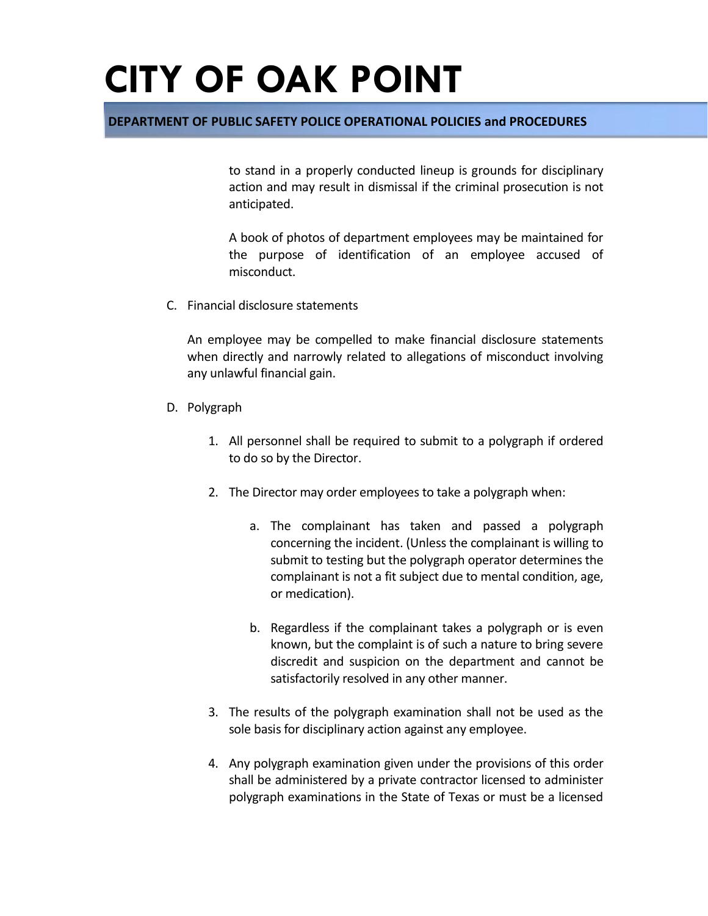to stand in a properly conducted lineup is grounds for disciplinary action and may result in dismissal if the criminal prosecution is not anticipated.

A book of photos of department employees may be maintained for the purpose of identification of an employee accused of misconduct.

C. Financial disclosure statements

   An employee may be compelled to make financial disclosure statements when directly and narrowly related to allegations of misconduct involving any unlawful financial gain.

D. Polygraph

   1. All personnel shall be required to submit to a polygraph if ordered to do so by the Director.

   2. The Director may order employees to take a polygraph when:

      a. The complainant has taken and passed a polygraph concerning the incident. (Unless the complainant is willing to submit to testing but the polygraph operator determines the complainant is not a fit subject due to mental condition, age, or medication).

      b. Regardless if the complainant takes a polygraph or is even known, but the complaint is of such a nature to bring severe discredit and suspicion on the department and cannot be satisfactorily resolved in any other manner.

   3. The results of the polygraph examination shall not be used as the sole basis for disciplinary action against any employee.

   4. Any polygraph examination given under the provisions of this order shall be administered by a private contractor licensed to administer polygraph examinations in the State of Texas or must be a licensed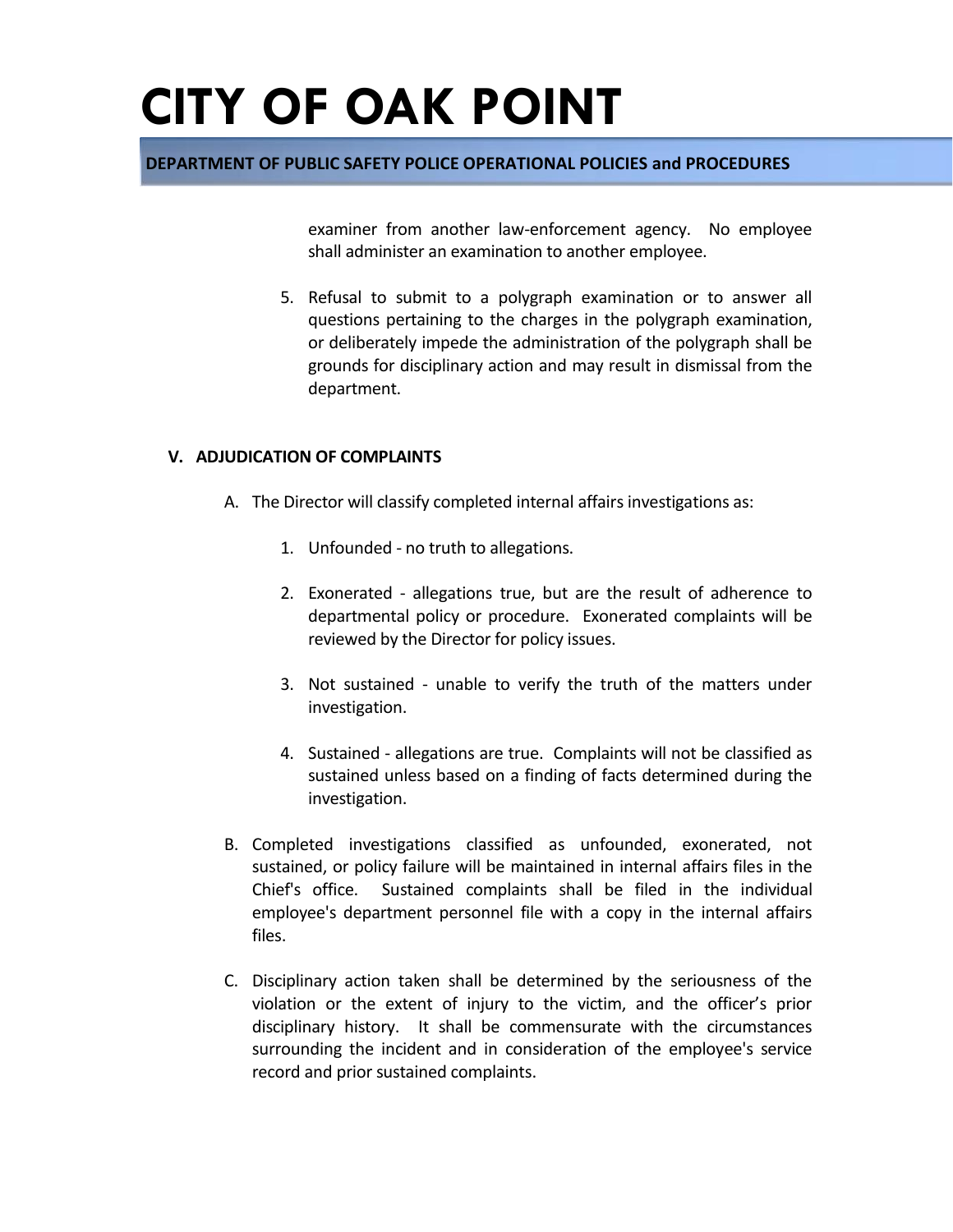examiner from another law-enforcement agency. No employee shall administer an examination to another employee.

5. Refusal to submit to a polygraph examination or to answer all questions pertaining to the charges in the polygraph examination, or deliberately impede the administration of the polygraph shall be grounds for disciplinary action and may result in dismissal from the department.

## V. ADJUDICATION OF COMPLAINTS

A. The Director will classify completed internal affairs investigations as:

1. Unfounded - no truth to allegations.

2. Exonerated - allegations true, but are the result of adherence to departmental policy or procedure. Exonerated complaints will be reviewed by the Director for policy issues.

3. Not sustained - unable to verify the truth of the matters under investigation.

4. Sustained - allegations are true. Complaints will not be classified as sustained unless based on a finding of facts determined during the investigation.

B. Completed investigations classified as unfounded, exonerated, not sustained, or policy failure will be maintained in internal affairs files in the Chief's office. Sustained complaints shall be filed in the individual employee's department personnel file with a copy in the internal affairs files.

C. Disciplinary action taken shall be determined by the seriousness of the violation or the extent of injury to the victim, and the officer's prior disciplinary history. It shall be commensurate with the circumstances surrounding the incident and in consideration of the employee's service record and prior sustained complaints.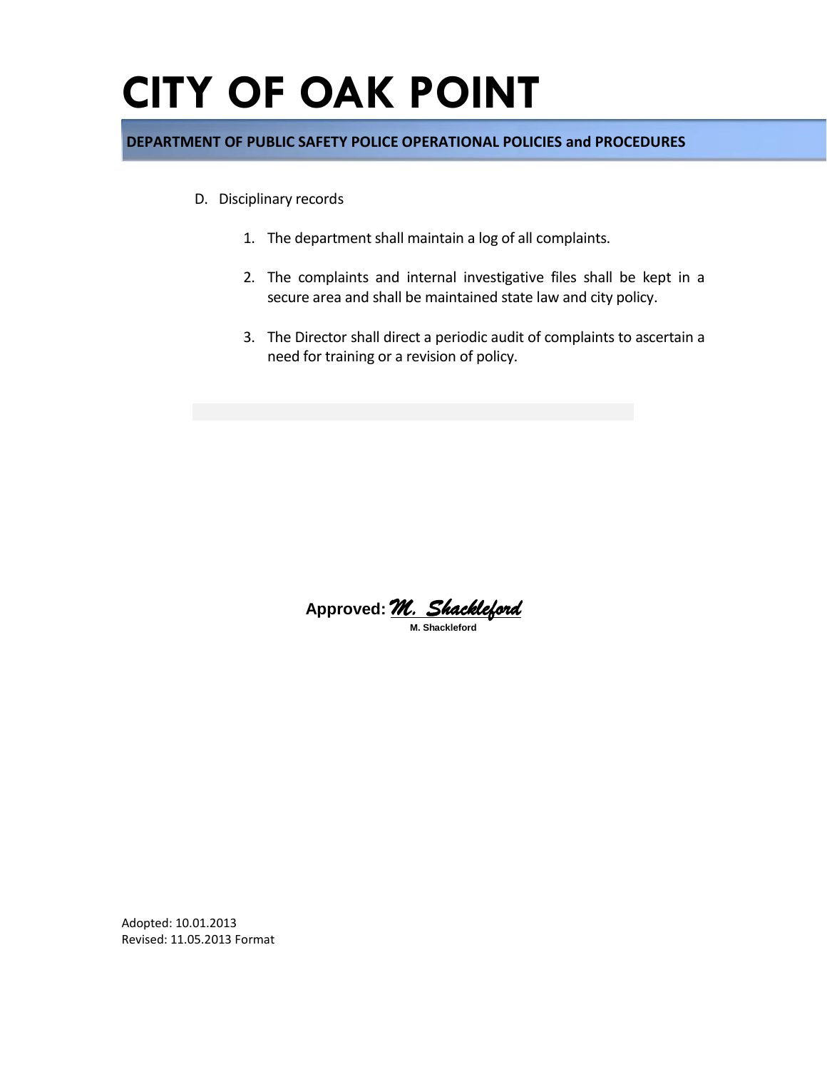D. Disciplinary records

1. The department shall maintain a log of all complaints.

2. The complaints and internal investigative files shall be kept in a secure area and shall be maintained state law and city policy.

3. The Director shall direct a periodic audit of complaints to ascertain a need for training or a revision of policy.

**Approved:** *M. Shackleford*
M. Shackleford

Adopted: 10.01.2013
Revised: 11.05.2013 Format